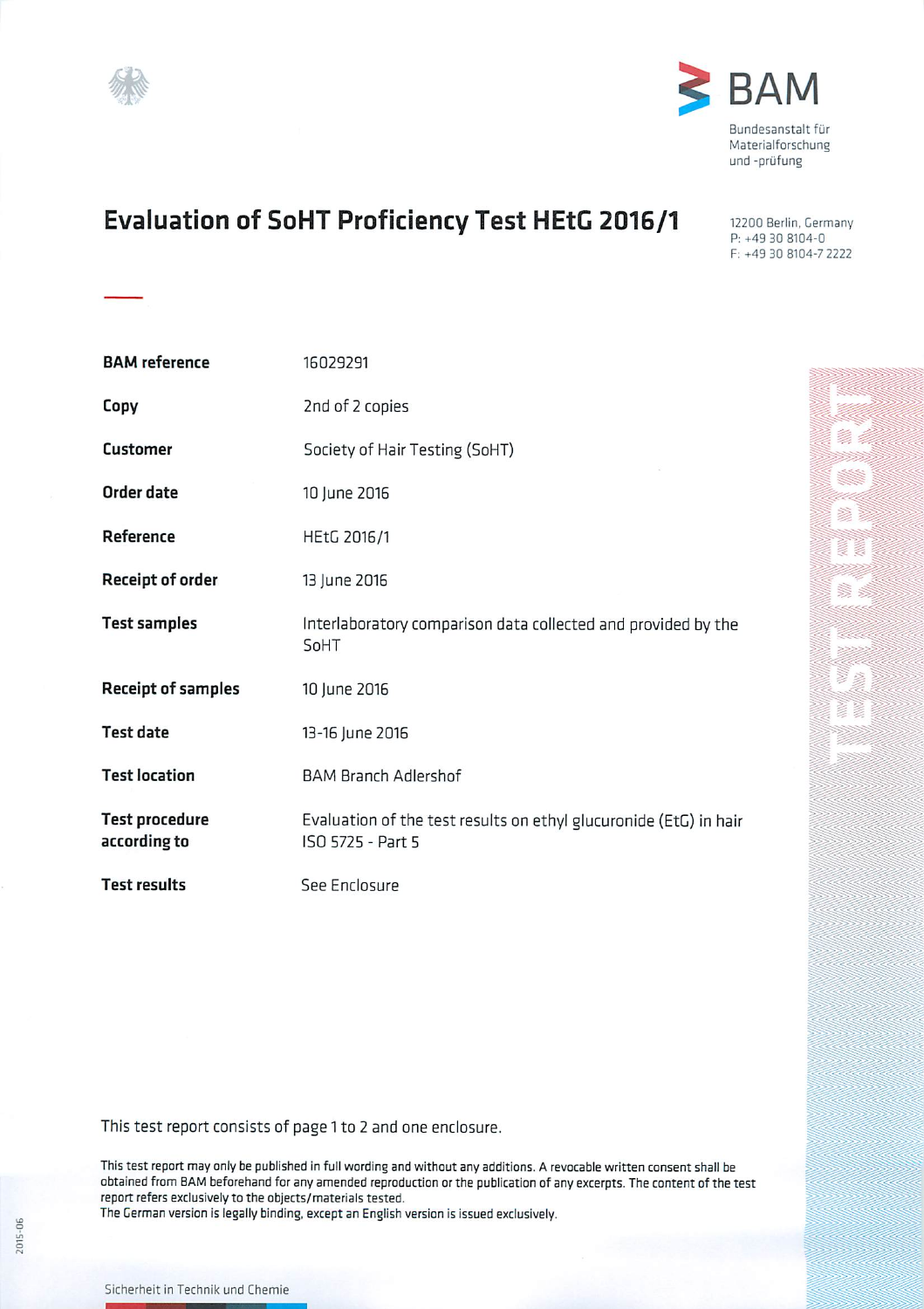BAM

Bundesanstalt für Materialforschung und -prüfung

# Evaluation of SoHT Proficiency Test HEtG 2016/1

12200 Berlin, Germany
P: +49 30 8104-0
F: +49 30 8104-7 2222

| | |
|---|---|
| **BAM reference** | 16029291 |
| **Copy** | 2nd of 2 copies |
| **Customer** | Society of Hair Testing (SoHT) |
| **Order date** | 10 June 2016 |
| **Reference** | HEtG 2016/1 |
| **Receipt of order** | 13 June 2016 |
| **Test samples** | Interlaboratory comparison data collected and provided by the SoHT |
| **Receipt of samples** | 10 June 2016 |
| **Test date** | 13-16 June 2016 |
| **Test location** | BAM Branch Adlershof |
| **Test procedure according to** | Evaluation of the test results on ethyl glucuronide (EtG) in hair ISO 5725 - Part 5 |
| **Test results** | See Enclosure |

TEST REPORT

This test report consists of page 1 to 2 and one enclosure.

This test report may only be published in full wording and without any additions. A revocable written consent shall be obtained from BAM beforehand for any amended reproduction or the publication of any excerpts. The content of the test report refers exclusively to the objects/materials tested.
The German version is legally binding, except an English version is issued exclusively.

Sicherheit in Technik und Chemie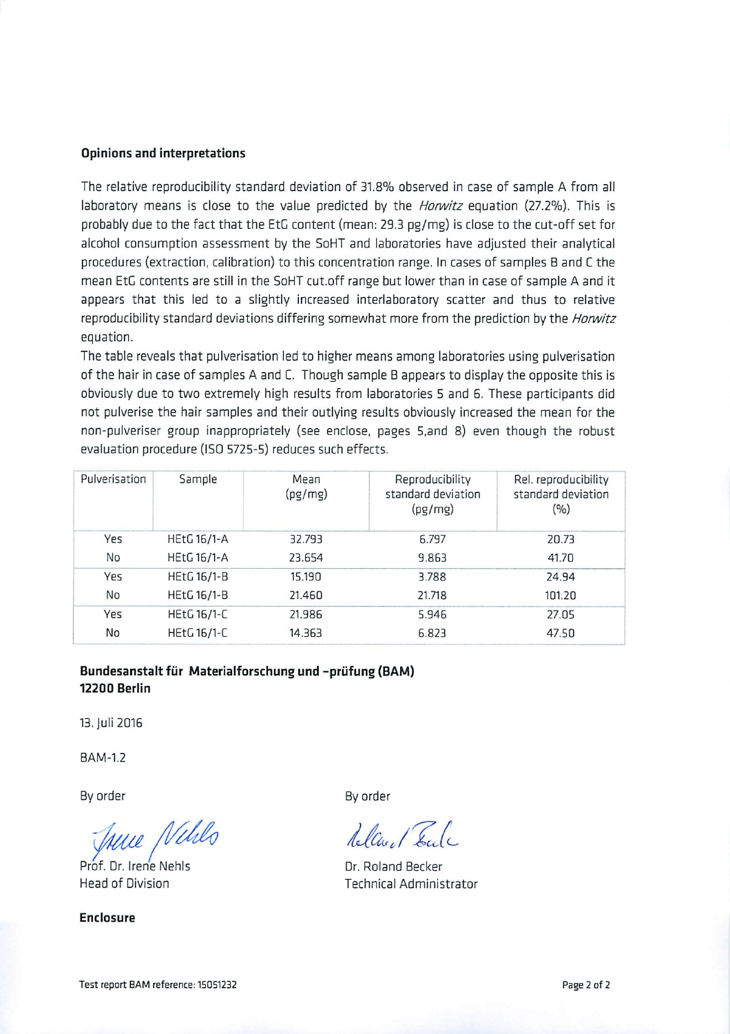## Opinions and interpretations

The relative reproducibility standard deviation of 31.8% observed in case of sample A from all laboratory means is close to the value predicted by the *Horwitz* equation (27.2%). This is probably due to the fact that the EtG content (mean: 29.3 pg/mg) is close to the cut-off set for alcohol consumption assessment by the SoHT and laboratories have adjusted their analytical procedures (extraction, calibration) to this concentration range. In cases of samples B and C the mean EtG contents are still in the SoHT cut.off range but lower than in case of sample A and it appears that this led to a slightly increased interlaboratory scatter and thus to relative reproducibility standard deviations differing somewhat more from the prediction by the *Horwitz* equation.

The table reveals that pulverisation led to higher means among laboratories using pulverisation of the hair in case of samples A and C. Though sample B appears to display the opposite this is obviously due to two extremely high results from laboratories 5 and 6. These participants did not pulverise the hair samples and their outlying results obviously increased the mean for the non-pulveriser group inappropriately (see enclose, pages 5,and 8) even though the robust evaluation procedure (ISO 5725-5) reduces such effects.

| Pulverisation | Sample | Mean (pg/mg) | Reproducibility standard deviation (pg/mg) | Rel. reproducibility standard deviation (%) |
|---|---|---|---|---|
| Yes | HEtG 16/1-A | 32.793 | 6.797 | 20.73 |
| No | HEtG 16/1-A | 23.654 | 9.863 | 41.70 |
| Yes | HEtG 16/1-B | 15.190 | 3.788 | 24.94 |
| No | HEtG 16/1-B | 21.460 | 21.718 | 101.20 |
| Yes | HEtG 16/1-C | 21.986 | 5.946 | 27.05 |
| No | HEtG 16/1-C | 14.363 | 6.823 | 47.50 |

**Bundesanstalt für Materialforschung und -prüfung (BAM)**
**12200 Berlin**

13. Juli 2016

BAM-1.2

By order

Prof. Dr. Irene Nehls
Head of Division

By order

Dr. Roland Becker
Technical Administrator

**Enclosure**

Test report BAM reference: 15051232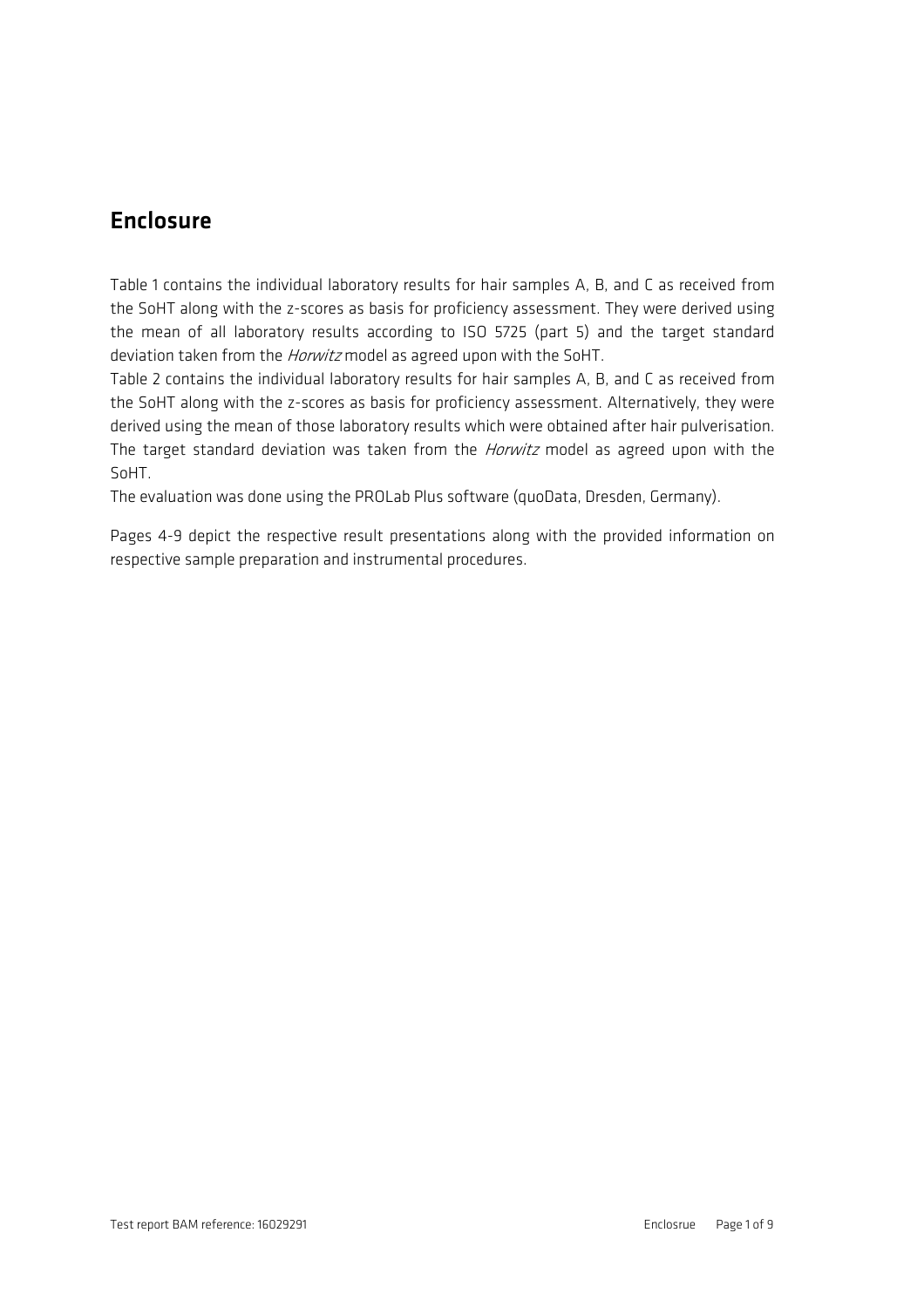## Enclosure

Table 1 contains the individual laboratory results for hair samples A, B, and C as received from the SoHT along with the z-scores as basis for proficiency assessment. They were derived using the mean of all laboratory results according to ISO 5725 (part 5) and the target standard deviation taken from the *Horwitz* model as agreed upon with the SoHT.

Table 2 contains the individual laboratory results for hair samples A, B, and C as received from the SoHT along with the z-scores as basis for proficiency assessment. Alternatively, they were derived using the mean of those laboratory results which were obtained after hair pulverisation. The target standard deviation was taken from the *Horwitz* model as agreed upon with the SoHT.

The evaluation was done using the PROLab Plus software (quoData, Dresden, Germany).

Pages 4-9 depict the respective result presentations along with the provided information on respective sample preparation and instrumental procedures.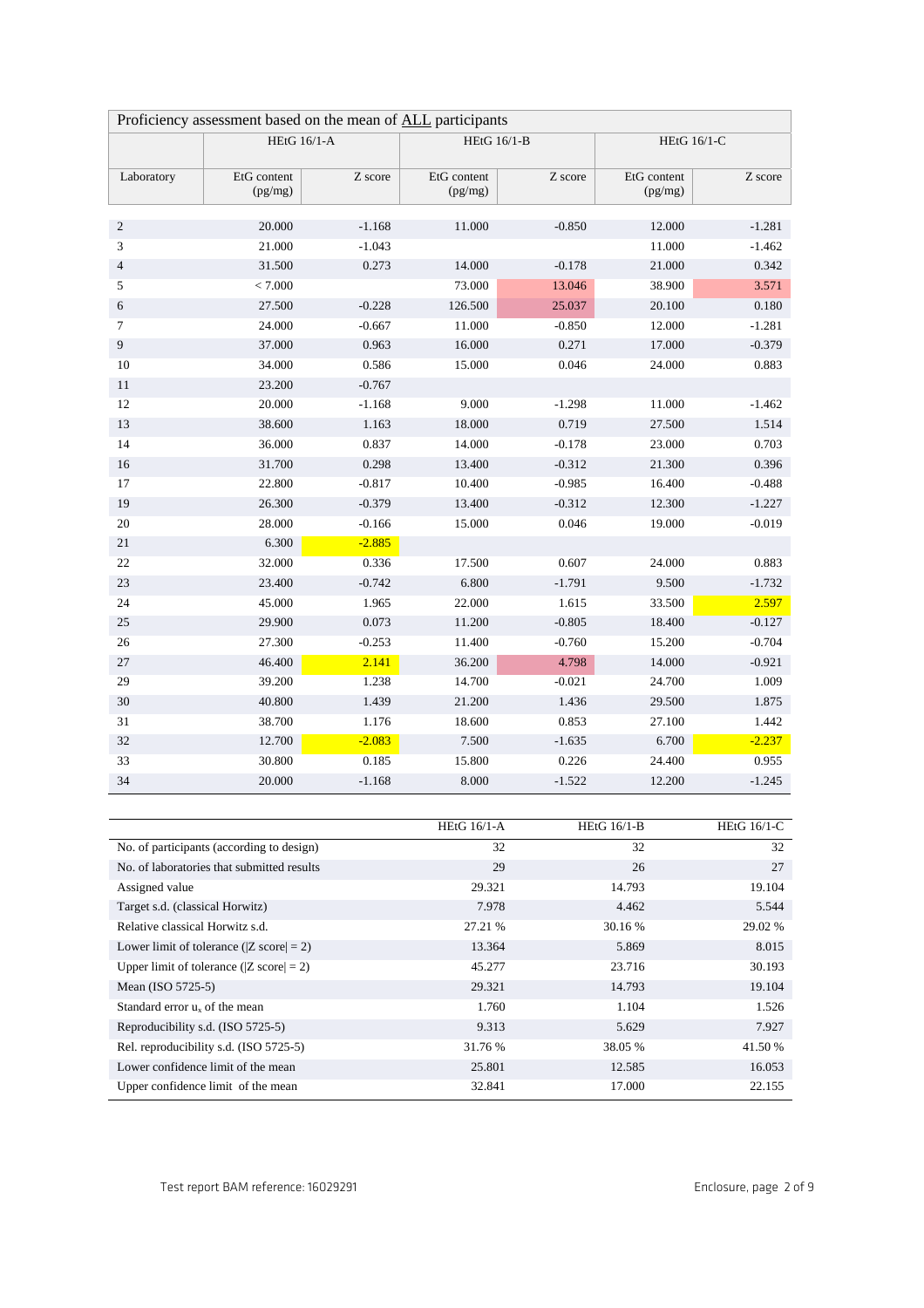| Proficiency assessment based on the mean of ALL participants | | | | | | |
|---|---|---|---|---|---|---|
| | HEtG 16/1-A | | HEtG 16/1-B | | HEtG 16/1-C | |
| Laboratory | EtG content (pg/mg) | Z score | EtG content (pg/mg) | Z score | EtG content (pg/mg) | Z score |
| 2 | 20.000 | -1.168 | 11.000 | -0.850 | 12.000 | -1.281 |
| 3 | 21.000 | -1.043 | | | 11.000 | -1.462 |
| 4 | 31.500 | 0.273 | 14.000 | -0.178 | 21.000 | 0.342 |
| 5 | < 7.000 | | 73.000 | 13.046 | 38.900 | 3.571 |
| 6 | 27.500 | -0.228 | 126.500 | 25.037 | 20.100 | 0.180 |
| 7 | 24.000 | -0.667 | 11.000 | -0.850 | 12.000 | -1.281 |
| 9 | 37.000 | 0.963 | 16.000 | 0.271 | 17.000 | -0.379 |
| 10 | 34.000 | 0.586 | 15.000 | 0.046 | 24.000 | 0.883 |
| 11 | 23.200 | -0.767 | | | | |
| 12 | 20.000 | -1.168 | 9.000 | -1.298 | 11.000 | -1.462 |
| 13 | 38.600 | 1.163 | 18.000 | 0.719 | 27.500 | 1.514 |
| 14 | 36.000 | 0.837 | 14.000 | -0.178 | 23.000 | 0.703 |
| 16 | 31.700 | 0.298 | 13.400 | -0.312 | 21.300 | 0.396 |
| 17 | 22.800 | -0.817 | 10.400 | -0.985 | 16.400 | -0.488 |
| 19 | 26.300 | -0.379 | 13.400 | -0.312 | 12.300 | -1.227 |
| 20 | 28.000 | -0.166 | 15.000 | 0.046 | 19.000 | -0.019 |
| 21 | 6.300 | -2.885 | | | | |
| 22 | 32.000 | 0.336 | 17.500 | 0.607 | 24.000 | 0.883 |
| 23 | 23.400 | -0.742 | 6.800 | -1.791 | 9.500 | -1.732 |
| 24 | 45.000 | 1.965 | 22.000 | 1.615 | 33.500 | 2.597 |
| 25 | 29.900 | 0.073 | 11.200 | -0.805 | 18.400 | -0.127 |
| 26 | 27.300 | -0.253 | 11.400 | -0.760 | 15.200 | -0.704 |
| 27 | 46.400 | 2.141 | 36.200 | 4.798 | 14.000 | -0.921 |
| 29 | 39.200 | 1.238 | 14.700 | -0.021 | 24.700 | 1.009 |
| 30 | 40.800 | 1.439 | 21.200 | 1.436 | 29.500 | 1.875 |
| 31 | 38.700 | 1.176 | 18.600 | 0.853 | 27.100 | 1.442 |
| 32 | 12.700 | -2.083 | 7.500 | -1.635 | 6.700 | -2.237 |
| 33 | 30.800 | 0.185 | 15.800 | 0.226 | 24.400 | 0.955 |
| 34 | 20.000 | -1.168 | 8.000 | -1.522 | 12.200 | -1.245 |

| | HEtG 16/1-A | HEtG 16/1-B | HEtG 16/1-C |
|---|---|---|---|
| No. of participants (according to design) | 32 | 32 | 32 |
| No. of laboratories that submitted results | 29 | 26 | 27 |
| Assigned value | 29.321 | 14.793 | 19.104 |
| Target s.d. (classical Horwitz) | 7.978 | 4.462 | 5.544 |
| Relative classical Horwitz s.d. | 27.21 % | 30.16 % | 29.02 % |
| Lower limit of tolerance (\|Z score\| = 2) | 13.364 | 5.869 | 8.015 |
| Upper limit of tolerance (\|Z score\| = 2) | 45.277 | 23.716 | 30.193 |
| Mean (ISO 5725-5) | 29.321 | 14.793 | 19.104 |
| Standard error $u_x$ of the mean | 1.760 | 1.104 | 1.526 |
| Reproducibility s.d. (ISO 5725-5) | 9.313 | 5.629 | 7.927 |
| Rel. reproducibility s.d. (ISO 5725-5) | 31.76 % | 38.05 % | 41.50 % |
| Lower confidence limit of the mean | 25.801 | 12.585 | 16.053 |
| Upper confidence limit of the mean | 32.841 | 17.000 | 22.155 |

Test report BAM reference: 16029291

Enclosure, page 2 of 9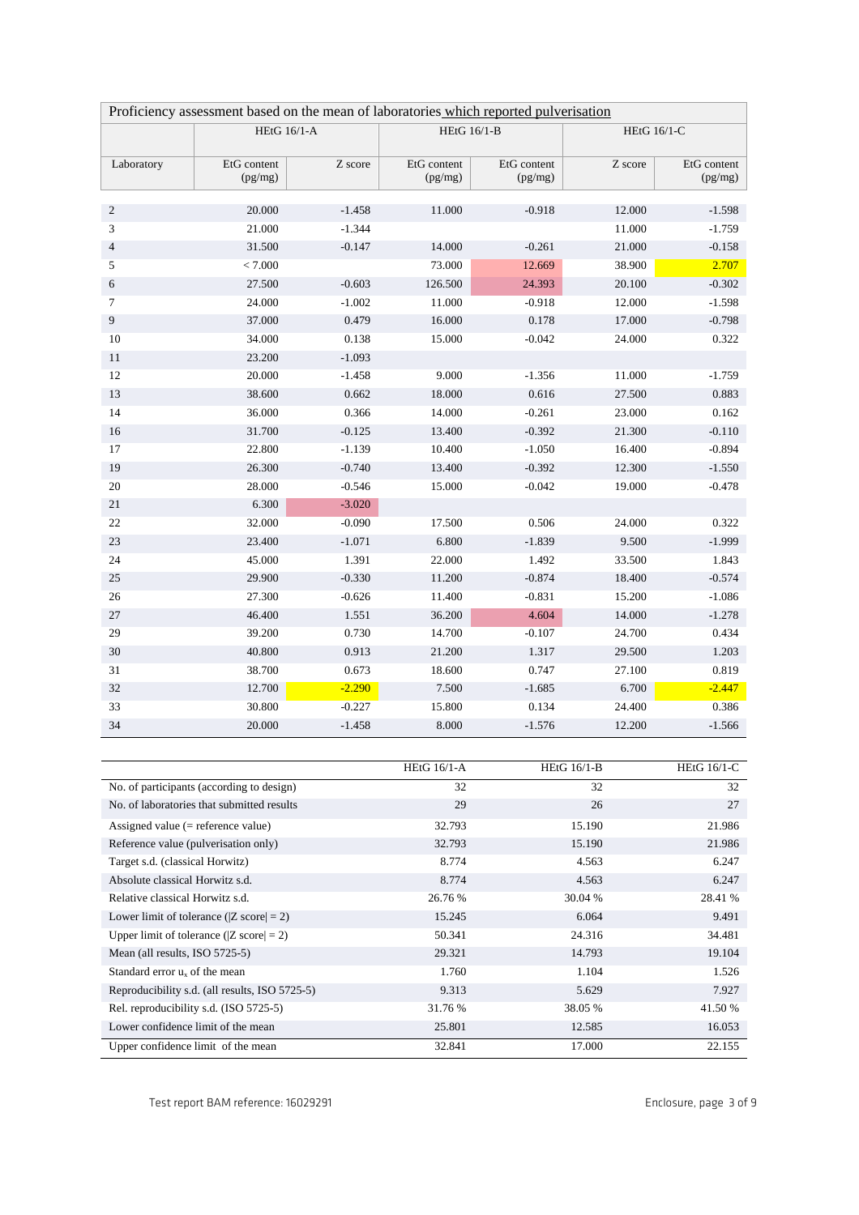| Proficiency assessment based on the mean of laboratories which reported pulverisation | | | | | | |
|---|---|---|---|---|---|---|
| | HEtG 16/1-A | | HEtG 16/1-B | | HEtG 16/1-C | |
| Laboratory | EtG content (pg/mg) | Z score | EtG content (pg/mg) | EtG content (pg/mg) | Z score | EtG content (pg/mg) |
| 2 | 20.000 | -1.458 | 11.000 | -0.918 | 12.000 | -1.598 |
| 3 | 21.000 | -1.344 | | | 11.000 | -1.759 |
| 4 | 31.500 | -0.147 | 14.000 | -0.261 | 21.000 | -0.158 |
| 5 | < 7.000 | | 73.000 | 12.669 | 38.900 | 2.707 |
| 6 | 27.500 | -0.603 | 126.500 | 24.393 | 20.100 | -0.302 |
| 7 | 24.000 | -1.002 | 11.000 | -0.918 | 12.000 | -1.598 |
| 9 | 37.000 | 0.479 | 16.000 | 0.178 | 17.000 | -0.798 |
| 10 | 34.000 | 0.138 | 15.000 | -0.042 | 24.000 | 0.322 |
| 11 | 23.200 | -1.093 | | | | |
| 12 | 20.000 | -1.458 | 9.000 | -1.356 | 11.000 | -1.759 |
| 13 | 38.600 | 0.662 | 18.000 | 0.616 | 27.500 | 0.883 |
| 14 | 36.000 | 0.366 | 14.000 | -0.261 | 23.000 | 0.162 |
| 16 | 31.700 | -0.125 | 13.400 | -0.392 | 21.300 | -0.110 |
| 17 | 22.800 | -1.139 | 10.400 | -1.050 | 16.400 | -0.894 |
| 19 | 26.300 | -0.740 | 13.400 | -0.392 | 12.300 | -1.550 |
| 20 | 28.000 | -0.546 | 15.000 | -0.042 | 19.000 | -0.478 |
| 21 | 6.300 | -3.020 | | | | |
| 22 | 32.000 | -0.090 | 17.500 | 0.506 | 24.000 | 0.322 |
| 23 | 23.400 | -1.071 | 6.800 | -1.839 | 9.500 | -1.999 |
| 24 | 45.000 | 1.391 | 22.000 | 1.492 | 33.500 | 1.843 |
| 25 | 29.900 | -0.330 | 11.200 | -0.874 | 18.400 | -0.574 |
| 26 | 27.300 | -0.626 | 11.400 | -0.831 | 15.200 | -1.086 |
| 27 | 46.400 | 1.551 | 36.200 | 4.604 | 14.000 | -1.278 |
| 29 | 39.200 | 0.730 | 14.700 | -0.107 | 24.700 | 0.434 |
| 30 | 40.800 | 0.913 | 21.200 | 1.317 | 29.500 | 1.203 |
| 31 | 38.700 | 0.673 | 18.600 | 0.747 | 27.100 | 0.819 |
| 32 | 12.700 | -2.290 | 7.500 | -1.685 | 6.700 | -2.447 |
| 33 | 30.800 | -0.227 | 15.800 | 0.134 | 24.400 | 0.386 |
| 34 | 20.000 | -1.458 | 8.000 | -1.576 | 12.200 | -1.566 |

| | HEtG 16/1-A | HEtG 16/1-B | HEtG 16/1-C |
|---|---|---|---|
| No. of participants (according to design) | 32 | 32 | 32 |
| No. of laboratories that submitted results | 29 | 26 | 27 |
| Assigned value (= reference value) | 32.793 | 15.190 | 21.986 |
| Reference value (pulverisation only) | 32.793 | 15.190 | 21.986 |
| Target s.d. (classical Horwitz) | 8.774 | 4.563 | 6.247 |
| Absolute classical Horwitz s.d. | 8.774 | 4.563 | 6.247 |
| Relative classical Horwitz s.d. | 26.76 % | 30.04 % | 28.41 % |
| Lower limit of tolerance (\|Z score\| = 2) | 15.245 | 6.064 | 9.491 |
| Upper limit of tolerance (\|Z score\| = 2) | 50.341 | 24.316 | 34.481 |
| Mean (all results, ISO 5725-5) | 29.321 | 14.793 | 19.104 |
| Standard error $u_x$ of the mean | 1.760 | 1.104 | 1.526 |
| Reproducibility s.d. (all results, ISO 5725-5) | 9.313 | 5.629 | 7.927 |
| Rel. reproducibility s.d. (ISO 5725-5) | 31.76 % | 38.05 % | 41.50 % |
| Lower confidence limit of the mean | 25.801 | 12.585 | 16.053 |
| Upper confidence limit of the mean | 32.841 | 17.000 | 22.155 |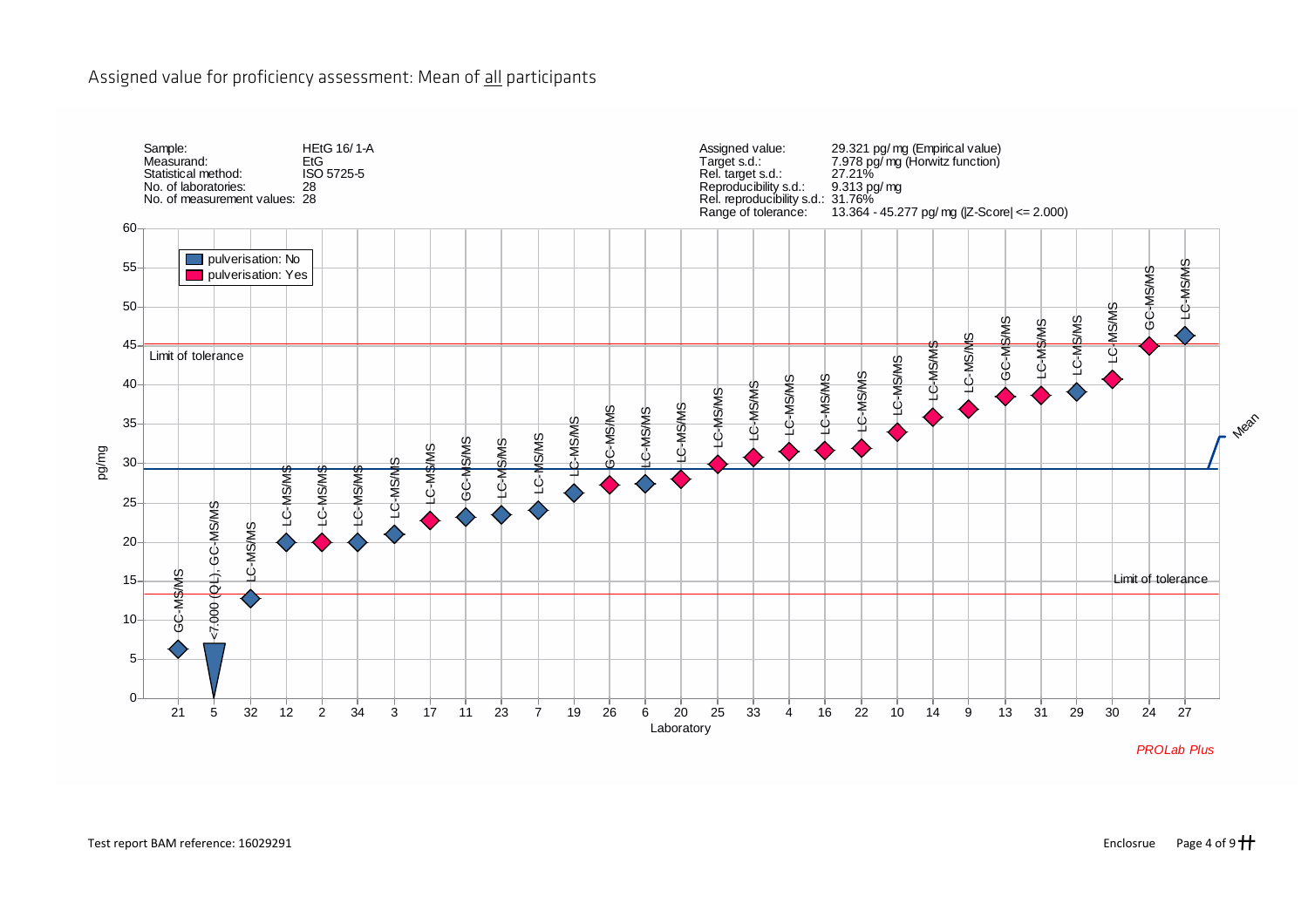## Assigned value for proficiency assessment: Mean of all participants

| | |
|---|---|
| Sample: | HEtG 16/1-A |
| Measurand: | EtG |
| Statistical method: | ISO 5725-5 |
| No. of laboratories: | 28 |
| No. of measurement values: | 28 |

| | |
|---|---|
| Assigned value: | 29.321 pg/mg (Empirical value) |
| Target s.d.: | 7.978 pg/mg (Horwitz function) |
| Rel. target s.d.: | 27.21% |
| Reproducibility s.d.: | 9.313 pg/mg |
| Rel. reproducibility s.d.: | 31.76% |
| Range of tolerance: | 13.364 - 45.277 pg/mg (\|Z-Score\| <= 2.000) |

| Laboratory | Method | Pulverisation | Approx. value (pg/mg) |
|---|---|---|---|
| 21 | GC-MS/MS | No | 6.3 |
| 5 | <7.000 (QL), GC-MS/MS | No | <7.000 |
| 32 | LC-MS/MS | No | 12.7 |
| 12 | LC-MS/MS | No | 20.0 |
| 2 | LC-MS/MS | Yes | 20.0 |
| 34 | LC-MS/MS | No | 20.0 |
| 3 | LC-MS/MS | No | 21.0 |
| 17 | LC-MS/MS | Yes | 22.8 |
| 11 | GC-MS/MS | No | 23.2 |
| 23 | LC-MS/MS | No | 23.4 |
| 7 | LC-MS/MS | No | 24.0 |
| 19 | LC-MS/MS | No | 26.2 |
| 26 | GC-MS/MS | Yes | 27.3 |
| 6 | LC-MS/MS | No | 27.4 |
| 20 | LC-MS/MS | Yes | 28.0 |
| 25 | LC-MS/MS | Yes | 29.9 |
| 33 | LC-MS/MS | Yes | 30.8 |
| 4 | LC-MS/MS | Yes | 31.5 |
| 16 | LC-MS/MS | Yes | 31.6 |
| 22 | LC-MS/MS | Yes | 32.0 |
| 10 | LC-MS/MS | Yes | 34.0 |
| 14 | LC-MS/MS | Yes | 35.9 |
| 9 | LC-MS/MS | Yes | 37.0 |
| 13 | GC-MS/MS | Yes | 38.5 |
| 31 | LC-MS/MS | Yes | 38.7 |
| 29 | LC-MS/MS | No | 39.0 |
| 30 | LC-MS/MS | Yes | 40.7 |
| 24 | GC-MS/MS | Yes | 45.0 |
| 27 | LC-MS/MS | No | 46.3 |

Chart axes: pg/mg (y-axis, 0–60); Laboratory (x-axis). Lines: Mean; Limit of tolerance (upper and lower). Legend: pulverisation: No; pulverisation: Yes.

*PROLab Plus*

Test report BAM reference: 16029291

Enclosrue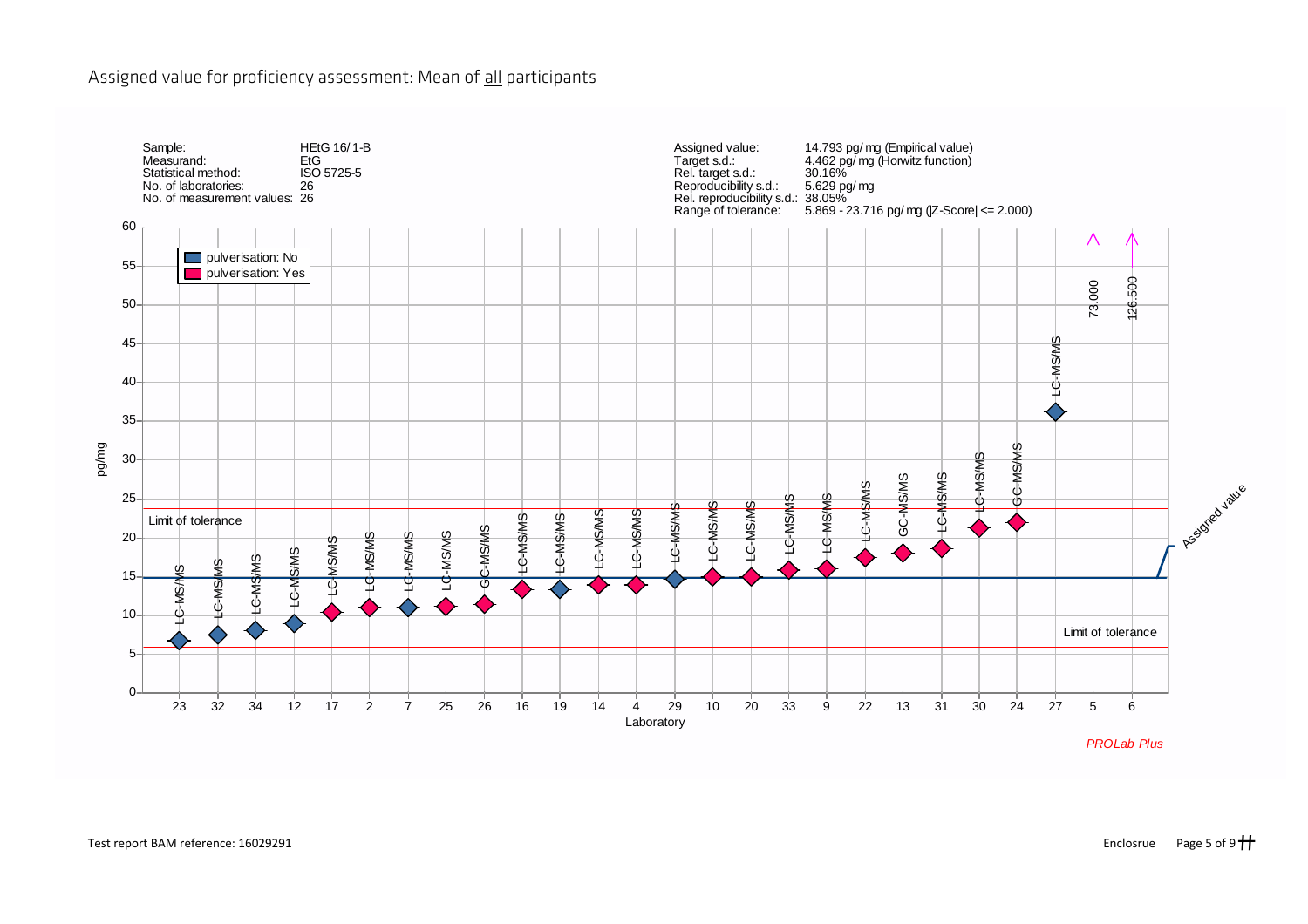## Assigned value for proficiency assessment: Mean of all participants

| Sample: | HEtG 16/1-B |
| --- | --- |
| Measurand: | EtG |
| Statistical method: | ISO 5725-5 |
| No. of laboratories: | 26 |
| No. of measurement values: | 26 |

| Assigned value: | 14.793 pg/mg (Empirical value) |
| --- | --- |
| Target s.d.: | 4.462 pg/mg (Horwitz function) |
| Rel. target s.d.: | 30.16% |
| Reproducibility s.d.: | 5.629 pg/mg |
| Rel. reproducibility s.d.: | 38.05% |
| Range of tolerance: | 5.869 - 23.716 pg/mg (\|Z-Score\| <= 2.000) |

| Laboratory | Method | Pulverisation | Value (pg/mg) |
| --- | --- | --- | --- |
| 23 | LC-MS/MS | No | |
| 32 | LC-MS/MS | No | |
| 34 | LC-MS/MS | No | |
| 12 | LC-MS/MS | No | |
| 17 | LC-MS/MS | Yes | |
| 2 | LC-MS/MS | Yes | |
| 7 | LC-MS/MS | No | |
| 25 | LC-MS/MS | Yes | |
| 26 | GC-MS/MS | Yes | |
| 16 | LC-MS/MS | Yes | |
| 19 | LC-MS/MS | No | |
| 14 | LC-MS/MS | Yes | |
| 4 | LC-MS/MS | Yes | |
| 29 | LC-MS/MS | No | |
| 10 | LC-MS/MS | Yes | |
| 20 | LC-MS/MS | Yes | |
| 33 | LC-MS/MS | Yes | |
| 9 | LC-MS/MS | Yes | |
| 22 | LC-MS/MS | Yes | |
| 13 | GC-MS/MS | Yes | |
| 31 | LC-MS/MS | Yes | |
| 30 | LC-MS/MS | Yes | |
| 24 | GC-MS/MS | Yes | |
| 27 | LC-MS/MS | No | |
| 5 | | | 73.000 |
| 6 | | | 126.500 |

*PROLab Plus*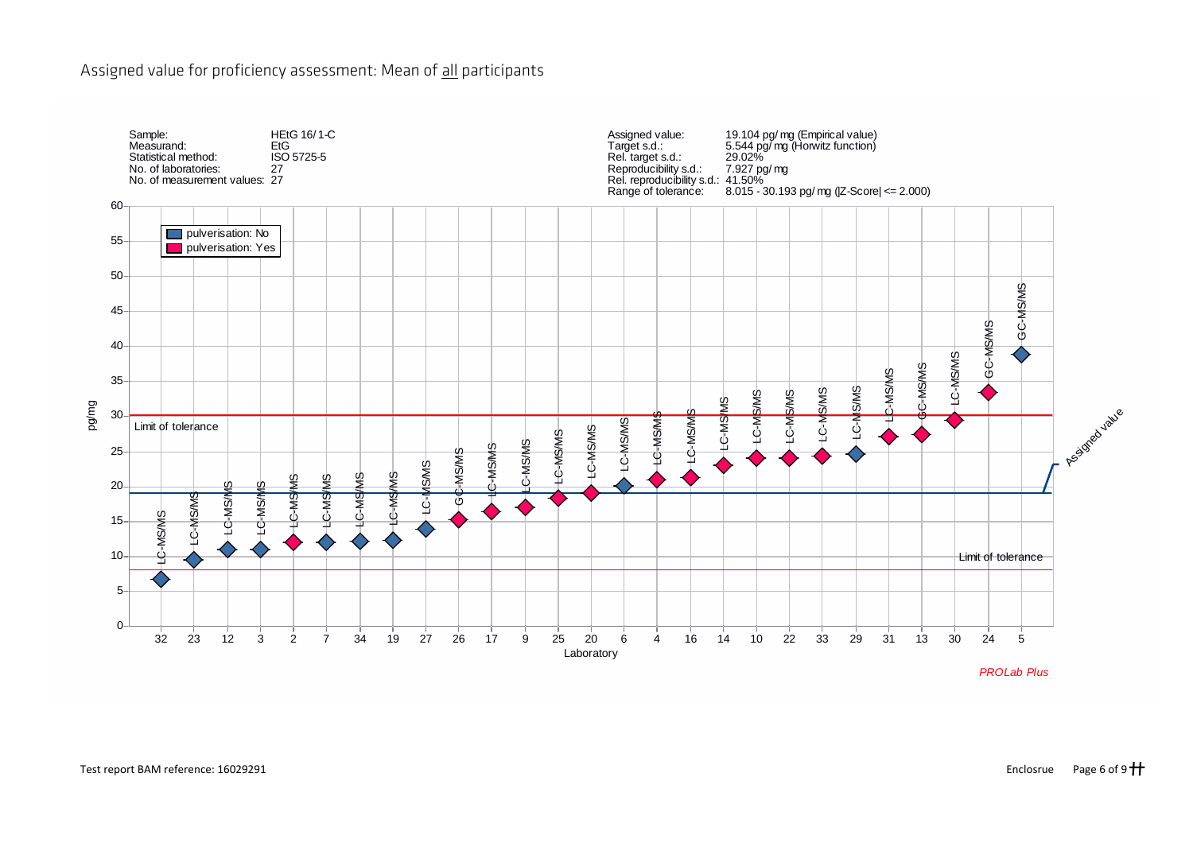## Assigned value for proficiency assessment: Mean of all participants

| | | | |
|---|---|---|---|
| Sample: | HEtG 16/1-C | Assigned value: | 19.104 pg/mg (Empirical value) |
| Measurand: | EtG | Target s.d.: | 5.544 pg/mg (Horwitz function) |
| Statistical method: | ISO 5725-5 | Rel. target s.d.: | 29.02% |
| No. of laboratories: | 27 | Reproducibility s.d.: | 7.927 pg/mg |
| No. of measurement values: | 27 | Rel. reproducibility s.d.: | 41.50% |
| | | Range of tolerance: | 8.015 - 30.193 pg/mg (\|Z-Score\| <= 2.000) |

Legend: pulverisation: No / pulverisation: Yes

| Laboratory | Method | pulverisation |
|---|---|---|
| 32 | LC-MS/MS | No |
| 23 | LC-MS/MS | No |
| 12 | LC-MS/MS | No |
| 3 | LC-MS/MS | No |
| 2 | LC-MS/MS | Yes |
| 7 | LC-MS/MS | No |
| 34 | LC-MS/MS | No |
| 19 | LC-MS/MS | No |
| 27 | LC-MS/MS | No |
| 26 | GC-MS/MS | Yes |
| 17 | LC-MS/MS | Yes |
| 9 | LC-MS/MS | Yes |
| 25 | LC-MS/MS | Yes |
| 20 | LC-MS/MS | Yes |
| 6 | LC-MS/MS | No |
| 4 | LC-MS/MS | Yes |
| 16 | LC-MS/MS | Yes |
| 14 | LC-MS/MS | Yes |
| 10 | LC-MS/MS | Yes |
| 22 | LC-MS/MS | Yes |
| 33 | LC-MS/MS | Yes |
| 29 | LC-MS/MS | No |
| 31 | LC-MS/MS | Yes |
| 13 | GC-MS/MS | Yes |
| 30 | LC-MS/MS | Yes |
| 24 | GC-MS/MS | Yes |
| 5 | GC-MS/MS | No |

Y-axis: pg/mg; X-axis: Laboratory; lines: Limit of tolerance, Assigned value

*PROLab Plus*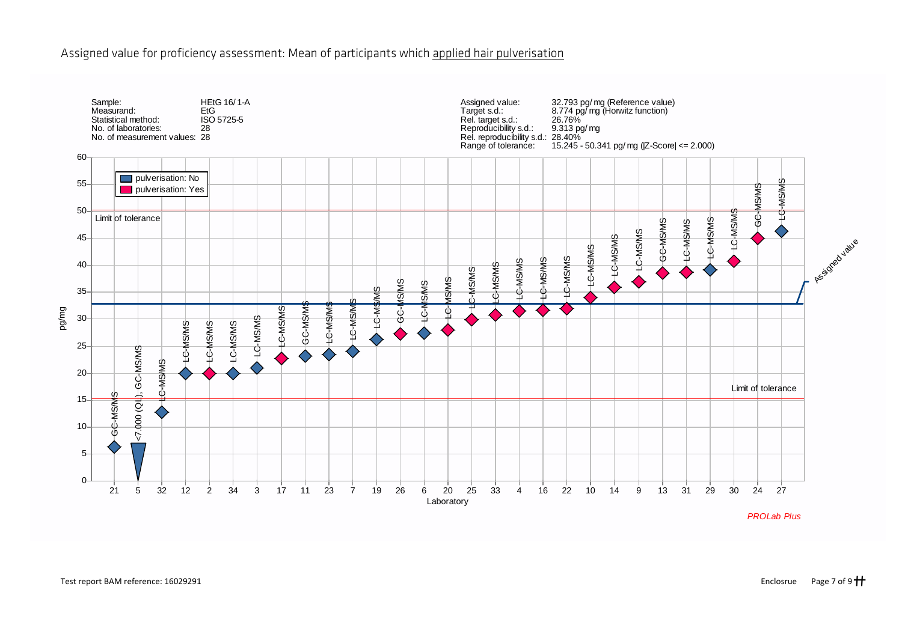## Assigned value for proficiency assessment: Mean of participants which applied hair pulverisation

| | |
|---|---|
| Sample: | HEtG 16/1-A |
| Measurand: | EtG |
| Statistical method: | ISO 5725-5 |
| No. of laboratories: | 28 |
| No. of measurement values: | 28 |

| | |
|---|---|
| Assigned value: | 32.793 pg/mg (Reference value) |
| Target s.d.: | 8.774 pg/mg (Horwitz function) |
| Rel. target s.d.: | 26.76% |
| Reproducibility s.d.: | 9.313 pg/mg |
| Rel. reproducibility s.d.: | 28.40% |
| Range of tolerance: | 15.245 - 50.341 pg/mg (\|Z-Score\| <= 2.000) |

| Laboratory | Method | Pulverisation | Approx. value (pg/mg) |
|---|---|---|---|
| 21 | GC-MS/MS | No | 6.3 |
| 5 | GC-MS/MS | No | <7.000 (QL) |
| 32 | LC-MS/MS | No | 12.7 |
| 12 | LC-MS/MS | No | 19.9 |
| 2 | LC-MS/MS | Yes | 19.9 |
| 34 | LC-MS/MS | No | 19.9 |
| 3 | LC-MS/MS | No | 20.9 |
| 17 | LC-MS/MS | Yes | 22.7 |
| 11 | GC-MS/MS | No | 23.1 |
| 23 | LC-MS/MS | No | 23.3 |
| 7 | LC-MS/MS | No | 23.9 |
| 19 | LC-MS/MS | No | 26.2 |
| 26 | GC-MS/MS | Yes | 27.2 |
| 6 | LC-MS/MS | No | 27.3 |
| 20 | LC-MS/MS | Yes | 27.9 |
| 25 | LC-MS/MS | Yes | 29.9 |
| 33 | LC-MS/MS | Yes | 30.7 |
| 4 | LC-MS/MS | Yes | 31.4 |
| 16 | LC-MS/MS | Yes | 31.6 |
| 22 | LC-MS/MS | Yes | 31.9 |
| 10 | LC-MS/MS | Yes | 33.9 |
| 14 | LC-MS/MS | Yes | 35.8 |
| 9 | LC-MS/MS | Yes | 36.9 |
| 13 | GC-MS/MS | Yes | 38.5 |
| 31 | LC-MS/MS | Yes | 38.6 |
| 29 | LC-MS/MS | No | 39.1 |
| 30 | LC-MS/MS | Yes | 40.7 |
| 24 | GC-MS/MS | Yes | 44.9 |
| 27 | LC-MS/MS | No | 46.3 |

pg/mg; Laboratory; Limit of tolerance; Assigned value; pulverisation: No; pulverisation: Yes

*PROLab Plus*

Test report BAM reference: 16029291

Enclosrue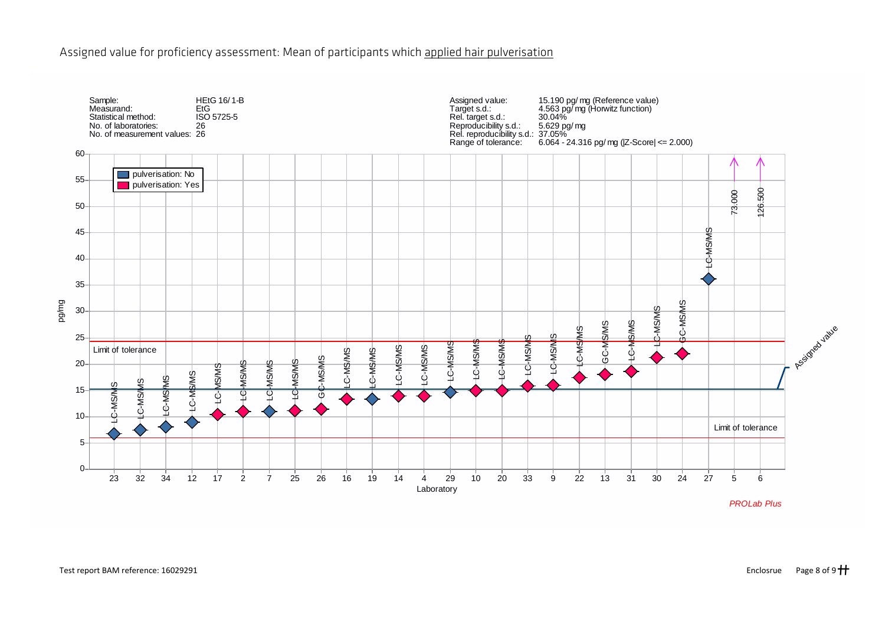## Assigned value for proficiency assessment: Mean of participants which applied hair pulverisation

| | | | |
|---|---|---|---|
| Sample: | HEtG 16/1-B | Assigned value: | 15.190 pg/mg (Reference value) |
| Measurand: | EtG | Target s.d.: | 4.563 pg/mg (Horwitz function) |
| Statistical method: | ISO 5725-5 | Rel. target s.d.: | 30.04% |
| No. of laboratories: | 26 | Reproducibility s.d.: | 5.629 pg/mg |
| No. of measurement values: | 26 | Rel. reproducibility s.d.: | 37.05% |
| | | Range of tolerance: | 6.064 - 24.316 pg/mg (\|Z-Score\| <= 2.000) |

Legend: pulverisation: No; pulverisation: Yes

| Laboratory | Method | Pulverisation | Approx. value (pg/mg) |
|---|---|---|---|
| 23 | LC-MS/MS | No | 6.7 |
| 32 | LC-MS/MS | No | 7.4 |
| 34 | LC-MS/MS | No | 8.0 |
| 12 | LC-MS/MS | No | 8.9 |
| 17 | LC-MS/MS | Yes | 10.4 |
| 2 | LC-MS/MS | Yes | 11.0 |
| 7 | LC-MS/MS | No | 11.0 |
| 25 | LC-MS/MS | Yes | 11.1 |
| 26 | GC-MS/MS | Yes | 11.5 |
| 16 | LC-MS/MS | Yes | 13.4 |
| 19 | LC-MS/MS | No | 13.3 |
| 14 | LC-MS/MS | Yes | 14.0 |
| 4 | LC-MS/MS | Yes | 14.0 |
| 29 | LC-MS/MS | No | 14.7 |
| 10 | LC-MS/MS | Yes | 15.0 |
| 20 | LC-MS/MS | Yes | 15.0 |
| 33 | LC-MS/MS | Yes | 15.9 |
| 9 | LC-MS/MS | Yes | 16.0 |
| 22 | LC-MS/MS | Yes | 17.5 |
| 13 | GC-MS/MS | Yes | 18.0 |
| 31 | LC-MS/MS | Yes | 18.6 |
| 30 | LC-MS/MS | Yes | 21.3 |
| 24 | GC-MS/MS | Yes | 22.0 |
| 27 | LC-MS/MS | No | 36.2 |
| 5 | | | 73.000 |
| 6 | | | 126.500 |

Axis labels: pg/mg; Laboratory. Lines: Limit of tolerance; Assigned value.

*PROLab Plus*

Test report BAM reference: 16029291

Enclosrue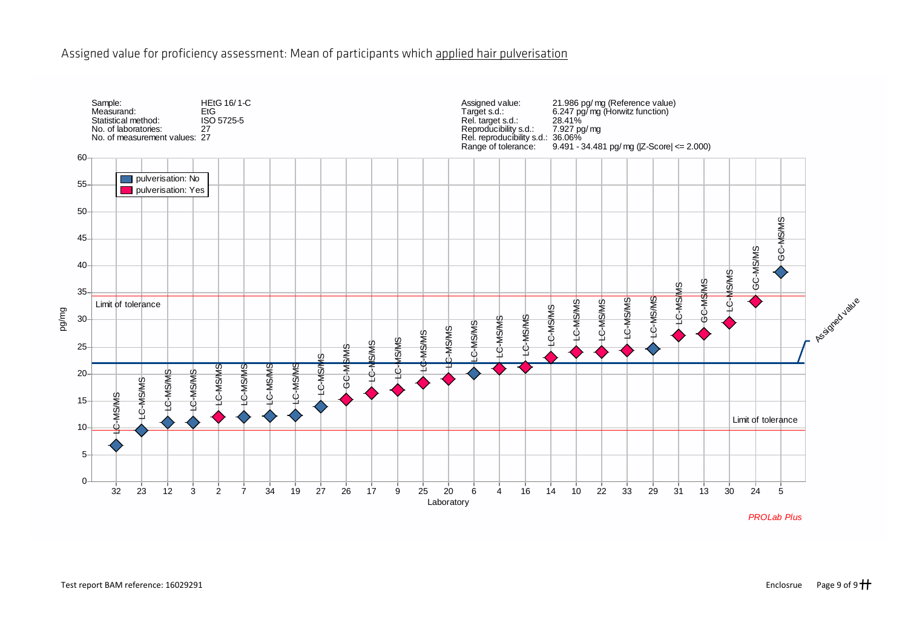Assigned value for proficiency assessment: Mean of participants which applied hair pulverisation

Sample: HEtG 16/1-C
Measurand: EtG
Statistical method: ISO 5725-5
No. of laboratories: 27
No. of measurement values: 27

Assigned value: 21.986 pg/mg (Reference value)
Target s.d.: 6.247 pg/mg (Horwitz function)
Rel. target s.d.: 28.41%
Reproducibility s.d.: 7.927 pg/mg
Rel. reproducibility s.d.: 36.06%
Range of tolerance: 9.491 - 34.481 pg/mg (|Z-Score| <= 2.000)

pulverisation: No
pulverisation: Yes

pg/mg

0
5
10
15
20
25
30
35
40
45
50
55
60

Limit of tolerance
Limit of tolerance
Assigned value

LC-MS/MS LC-MS/MS LC-MS/MS LC-MS/MS LC-MS/MS LC-MS/MS LC-MS/MS LC-MS/MS LC-MS/MS GC-MS/MS LC-MS/MS LC-MS/MS LC-MS/MS LC-MS/MS LC-MS/MS LC-MS/MS LC-MS/MS LC-MS/MS LC-MS/MS LC-MS/MS LC-MS/MS LC-MS/MS LC-MS/MS GC-MS/MS LC-MS/MS GC-MS/MS GC-MS/MS

32 23 12 3 2 7 34 19 27 26 17 9 25 20 6 4 16 14 10 22 33 29 31 13 30 24 5

Laboratory

*PROLab Plus*

Test report BAM reference: 16029291

Enclosrue